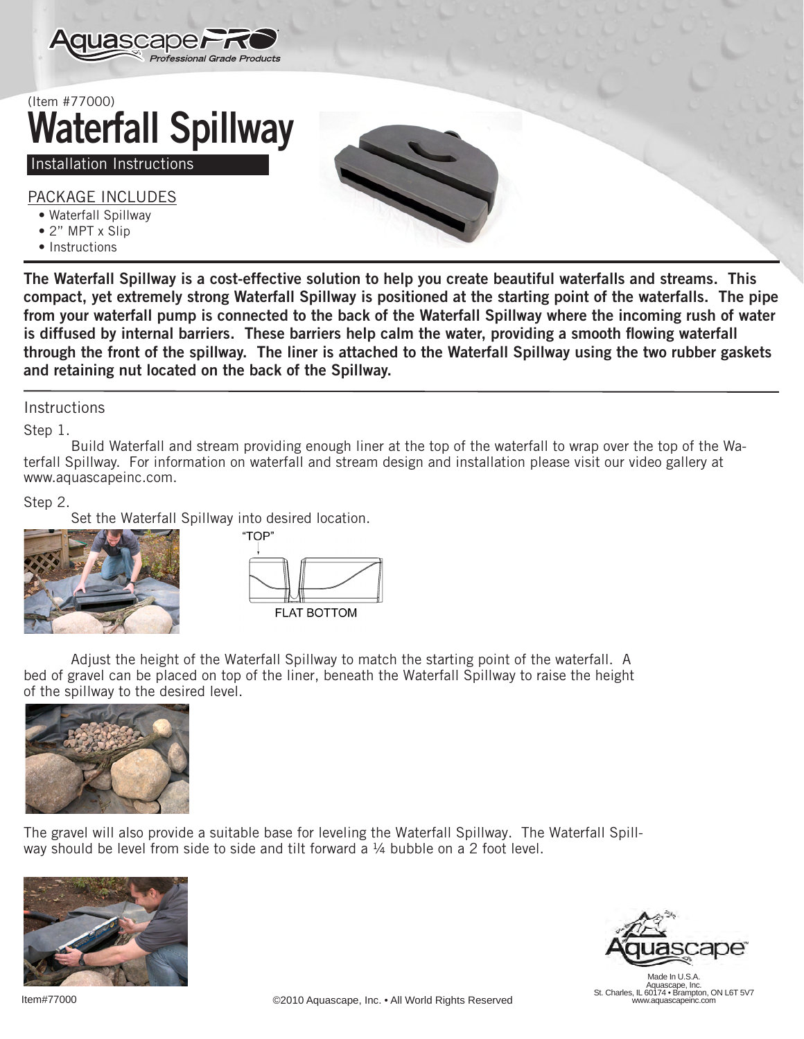(Item #77000)

# Waterfall Spillway

Installation Instructions

## PACKAGE INCLUDES

- Waterfall Spillway
- 2" MPT x Slip
- Instructions

**The Waterfall Spillway is a cost-effective solution to help you create beautiful waterfalls and streams. This compact, yet extremely strong Waterfall Spillway is positioned at the starting point of the waterfalls. The pipe from your waterfall pump is connected to the back of the Waterfall Spillway where the incoming rush of water is diffused by internal barriers. These barriers help calm the water, providing a smooth flowing waterfall through the front of the spillway. The liner is attached to the Waterfall Spillway using the two rubber gaskets and retaining nut located on the back of the Spillway.**

## Instructions

Step 1.

Build Waterfall and stream providing enough liner at the top of the waterfall to wrap over the top of the Waterfall Spillway. For information on waterfall and stream design and installation please visit our video gallery at www.aquascapeinc.com.

Step 2.

Set the Waterfall Spillway into desired location.

"TOP"

FLAT BOTTOM

Adjust the height of the Waterfall Spillway to match the starting point of the waterfall. A bed of gravel can be placed on top of the liner, beneath the Waterfall Spillway to raise the height of the spillway to the desired level.

The gravel will also provide a suitable base for leveling the Waterfall Spillway. The Waterfall Spillway should be level from side to side and tilt forward a ¼ bubble on a 2 foot level.

Made In U.S.A.
Aquascape, Inc.
St. Charles, IL 60174 • Brampton, ON L6T 5V7
www.aquascapeinc.com

Item#77000

©2010 Aquascape, Inc. • All World Rights Reserved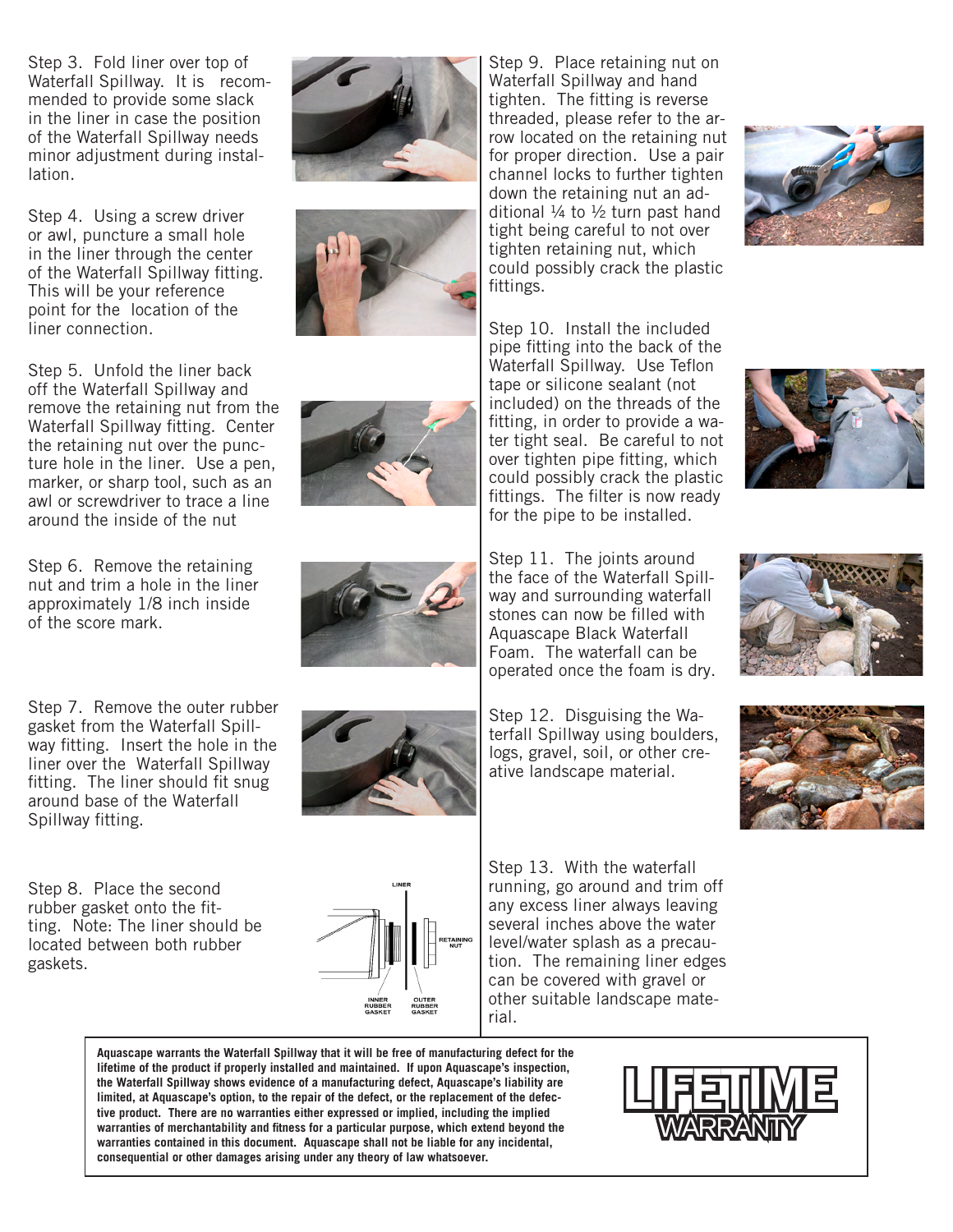Step 3. Fold liner over top of Waterfall Spillway. It is recommended to provide some slack in the liner in case the position of the Waterfall Spillway needs minor adjustment during installation.

Step 4. Using a screw driver or awl, puncture a small hole in the liner through the center of the Waterfall Spillway fitting. This will be your reference point for the location of the liner connection.

Step 5. Unfold the liner back off the Waterfall Spillway and remove the retaining nut from the Waterfall Spillway fitting. Center the retaining nut over the puncture hole in the liner. Use a pen, marker, or sharp tool, such as an awl or screwdriver to trace a line around the inside of the nut

Step 6. Remove the retaining nut and trim a hole in the liner approximately 1/8 inch inside of the score mark.

Step 7. Remove the outer rubber gasket from the Waterfall Spillway fitting. Insert the hole in the liner over the Waterfall Spillway fitting. The liner should fit snug around base of the Waterfall Spillway fitting.

Step 8. Place the second rubber gasket onto the fitting. Note: The liner should be located between both rubber gaskets.

LINER

RETAINING NUT

INNER RUBBER GASKET

OUTER RUBBER GASKET

Step 9. Place retaining nut on Waterfall Spillway and hand tighten. The fitting is reverse threaded, please refer to the arrow located on the retaining nut for proper direction. Use a pair channel locks to further tighten down the retaining nut an additional ¼ to ½ turn past hand tight being careful to not over tighten retaining nut, which could possibly crack the plastic fittings.

Step 10. Install the included pipe fitting into the back of the Waterfall Spillway. Use Teflon tape or silicone sealant (not included) on the threads of the fitting, in order to provide a water tight seal. Be careful to not over tighten pipe fitting, which could possibly crack the plastic fittings. The filter is now ready for the pipe to be installed.

Step 11. The joints around the face of the Waterfall Spillway and surrounding waterfall stones can now be filled with Aquascape Black Waterfall Foam. The waterfall can be operated once the foam is dry.

Step 12. Disguising the Waterfall Spillway using boulders, logs, gravel, soil, or other creative landscape material.

Step 13. With the waterfall running, go around and trim off any excess liner always leaving several inches above the water level/water splash as a precaution. The remaining liner edges can be covered with gravel or other suitable landscape material.

**Aquascape warrants the Waterfall Spillway that it will be free of manufacturing defect for the lifetime of the product if properly installed and maintained. If upon Aquascape's inspection, the Waterfall Spillway shows evidence of a manufacturing defect, Aquascape's liability are limited, at Aquascape's option, to the repair of the defect, or the replacement of the defective product. There are no warranties either expressed or implied, including the implied warranties of merchantability and fitness for a particular purpose, which extend beyond the warranties contained in this document. Aquascape shall not be liable for any incidental, consequential or other damages arising under any theory of law whatsoever.**

LIFETIME WARRANTY